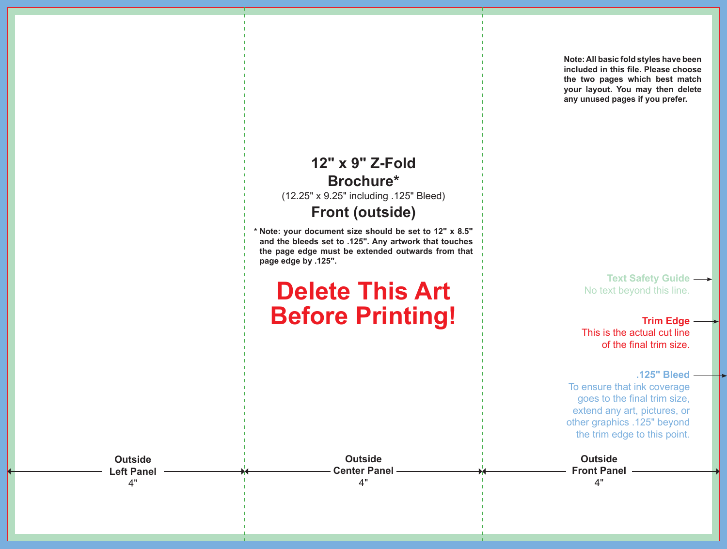Note: All basic fold styles have been included in this file. Please choose the two pages which best match your layout. You may then delete any unused pages if you prefer.

# 12" x 9" Z-Fold Brochure*

(12.25" x 9.25" including .125" Bleed)

## Front (outside)

**\* Note: your document size should be set to 12" x 8.5" and the bleeds set to .125". Any artwork that touches the page edge must be extended outwards from that page edge by .125".**

# Delete This Art Before Printing!

**Text Safety Guide**
No text beyond this line.

**Trim Edge**
This is the actual cut line of the final trim size.

**.125" Bleed**
To ensure that ink coverage goes to the final trim size, extend any art, pictures, or other graphics .125" beyond the trim edge to this point.

**Outside Left Panel**
4"

**Outside Center Panel**
4"

**Outside Front Panel**
4"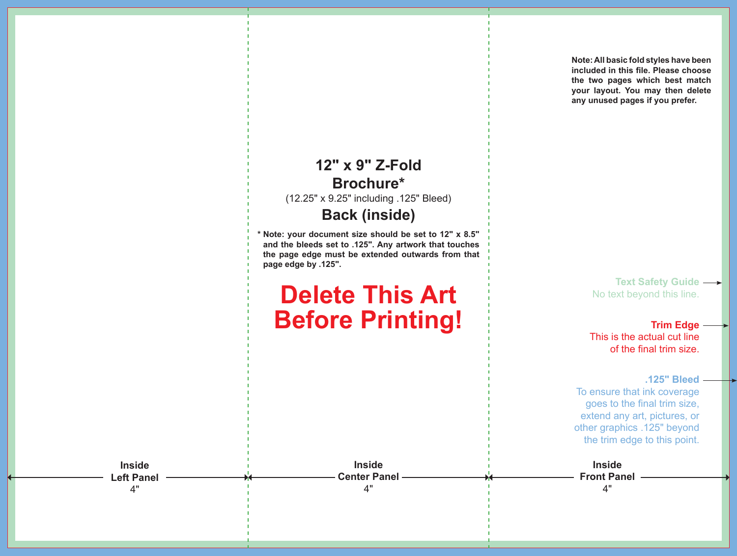Note: All basic fold styles have been included in this file. Please choose the two pages which best match your layout. You may then delete any unused pages if you prefer.

## 12" x 9" Z-Fold Brochure*

(12.25" x 9.25" including .125" Bleed)

## Back (inside)

* Note: your document size should be set to 12" x 8.5" and the bleeds set to .125". Any artwork that touches the page edge must be extended outwards from that page edge by .125".

# Delete This Art Before Printing!

**Text Safety Guide**
No text beyond this line.

**Trim Edge**
This is the actual cut line of the final trim size.

**.125" Bleed**
To ensure that ink coverage goes to the final trim size, extend any art, pictures, or other graphics .125" beyond the trim edge to this point.

**Inside Left Panel**
4"

**Inside Center Panel**
4"

**Inside Front Panel**
4"